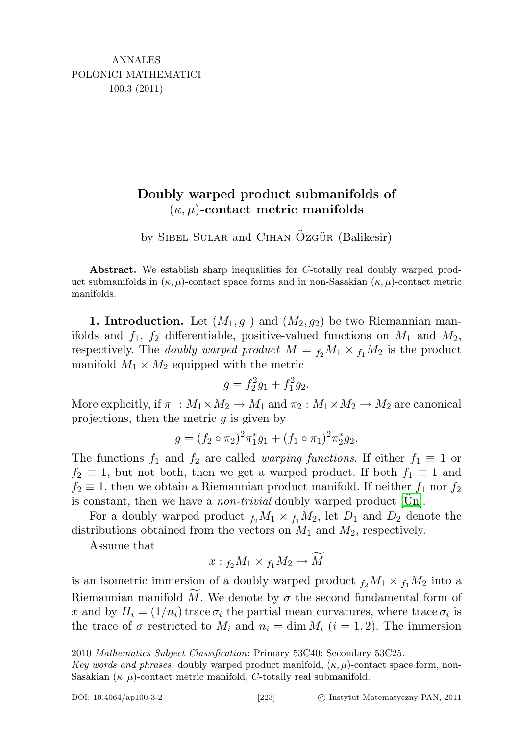ANNALES
POLONICI MATHEMATICI
100.3 (2011)

# Doubly warped product submanifolds of $(\kappa,\mu)$-contact metric manifolds

by Sibel Sular and Cihan Özgür (Balikesir)

**Abstract.** We establish sharp inequalities for $C$-totally real doubly warped product submanifolds in $(\kappa,\mu)$-contact space forms and in non-Sasakian $(\kappa,\mu)$-contact metric manifolds.

**1. Introduction.** Let $(M_1, g_1)$ and $(M_2, g_2)$ be two Riemannian manifolds and $f_1$, $f_2$ differentiable, positive-valued functions on $M_1$ and $M_2$, respectively. The *doubly warped product* $M = {}_{f_2}M_1 \times {}_{f_1}M_2$ is the product manifold $M_1 \times M_2$ equipped with the metric

$$g = f_2^2 g_1 + f_1^2 g_2.$$

More explicitly, if $\pi_1 : M_1 \times M_2 \to M_1$ and $\pi_2 : M_1 \times M_2 \to M_2$ are canonical projections, then the metric $g$ is given by

$$g = (f_2 \circ \pi_2)^2 \pi_1^* g_1 + (f_1 \circ \pi_1)^2 \pi_2^* g_2.$$

The functions $f_1$ and $f_2$ are called *warping functions*. If either $f_1 \equiv 1$ or $f_2 \equiv 1$, but not both, then we get a warped product. If both $f_1 \equiv 1$ and $f_2 \equiv 1$, then we obtain a Riemannian product manifold. If neither $f_1$ nor $f_2$ is constant, then we have a *non-trivial* doubly warped product [Ün].

For a doubly warped product ${}_{f_2}M_1 \times {}_{f_1}M_2$, let $D_1$ and $D_2$ denote the distributions obtained from the vectors on $M_1$ and $M_2$, respectively.

Assume that

$$x : {}_{f_2}M_1 \times {}_{f_1}M_2 \to \widetilde{M}$$

is an isometric immersion of a doubly warped product ${}_{f_2}M_1 \times {}_{f_1}M_2$ into a Riemannian manifold $\widetilde{M}$. We denote by $\sigma$ the second fundamental form of $x$ and by $H_i = (1/n_i) \operatorname{trace} \sigma_i$ the partial mean curvatures, where $\operatorname{trace} \sigma_i$ is the trace of $\sigma$ restricted to $M_i$ and $n_i = \dim M_i$ $(i = 1, 2)$. The immersion

2010 *Mathematics Subject Classification*: Primary 53C40; Secondary 53C25.

*Key words and phrases*: doubly warped product manifold, $(\kappa,\mu)$-contact space form, non-Sasakian $(\kappa,\mu)$-contact metric manifold, $C$-totally real submanifold.

DOI: 10.4064/ap100-3-2 © Instytut Matematyczny PAN, 2011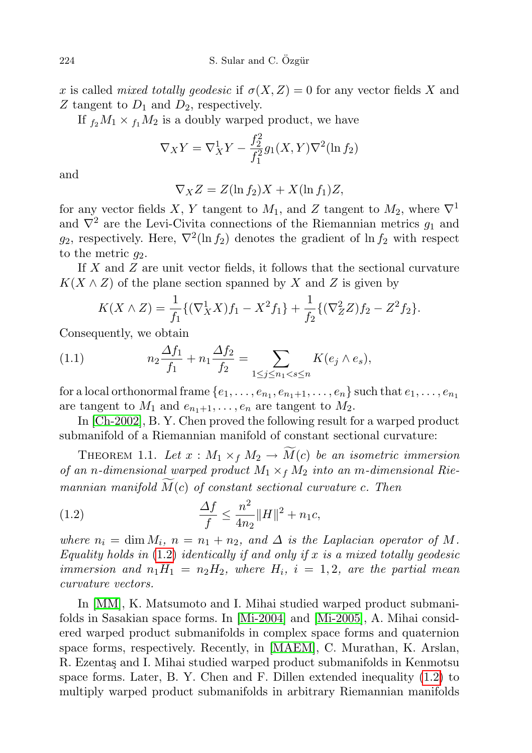$x$ is called *mixed totally geodesic* if $\sigma(X, Z) = 0$ for any vector fields $X$ and $Z$ tangent to $D_1$ and $D_2$, respectively.

If ${}_{f_2}M_1 \times {}_{f_1}M_2$ is a doubly warped product, we have

$$\nabla_X Y = \nabla^1_X Y - \frac{f_2^2}{f_1^2} g_1(X, Y) \nabla^2(\ln f_2)$$

and

$$\nabla_X Z = Z(\ln f_2) X + X(\ln f_1) Z,$$

for any vector fields $X$, $Y$ tangent to $M_1$, and $Z$ tangent to $M_2$, where $\nabla^1$ and $\nabla^2$ are the Levi-Civita connections of the Riemannian metrics $g_1$ and $g_2$, respectively. Here, $\nabla^2(\ln f_2)$ denotes the gradient of $\ln f_2$ with respect to the metric $g_2$.

If $X$ and $Z$ are unit vector fields, it follows that the sectional curvature $K(X \wedge Z)$ of the plane section spanned by $X$ and $Z$ is given by

$$K(X \wedge Z) = \frac{1}{f_1}\{(\nabla^1_X X) f_1 - X^2 f_1\} + \frac{1}{f_2}\{(\nabla^2_Z Z) f_2 - Z^2 f_2\}.$$

Consequently, we obtain

$$n_2 \frac{\Delta f_1}{f_1} + n_1 \frac{\Delta f_2}{f_2} = \sum_{1 \le j \le n_1 < s \le n} K(e_j \wedge e_s), \tag{1.1}$$

for a local orthonormal frame $\{e_1, \ldots, e_{n_1}, e_{n_1+1}, \ldots, e_n\}$ such that $e_1, \ldots, e_{n_1}$ are tangent to $M_1$ and $e_{n_1+1}, \ldots, e_n$ are tangent to $M_2$.

In [Ch-2002], B. Y. Chen proved the following result for a warped product submanifold of a Riemannian manifold of constant sectional curvature:

Theorem 1.1. *Let $x : M_1 \times_f M_2 \to \widetilde{M}(c)$ be an isometric immersion of an $n$-dimensional warped product $M_1 \times_f M_2$ into an $m$-dimensional Riemannian manifold $\widetilde{M}(c)$ of constant sectional curvature $c$. Then*

$$\frac{\Delta f}{f} \le \frac{n^2}{4n_2}\|H\|^2 + n_1 c, \tag{1.2}$$

*where $n_i = \dim M_i$, $n = n_1 + n_2$, and $\Delta$ is the Laplacian operator of $M$. Equality holds in (1.2) identically if and only if $x$ is a mixed totally geodesic immersion and $n_1 H_1 = n_2 H_2$, where $H_i$, $i = 1, 2$, are the partial mean curvature vectors.*

In [MM], K. Matsumoto and I. Mihai studied warped product submanifolds in Sasakian space forms. In [Mi-2004] and [Mi-2005], A. Mihai considered warped product submanifolds in complex space forms and quaternion space forms, respectively. Recently, in [MAEM], C. Murathan, K. Arslan, R. Ezentaş and I. Mihai studied warped product submanifolds in Kenmotsu space forms. Later, B. Y. Chen and F. Dillen extended inequality (1.2) to multiply warped product submanifolds in arbitrary Riemannian manifolds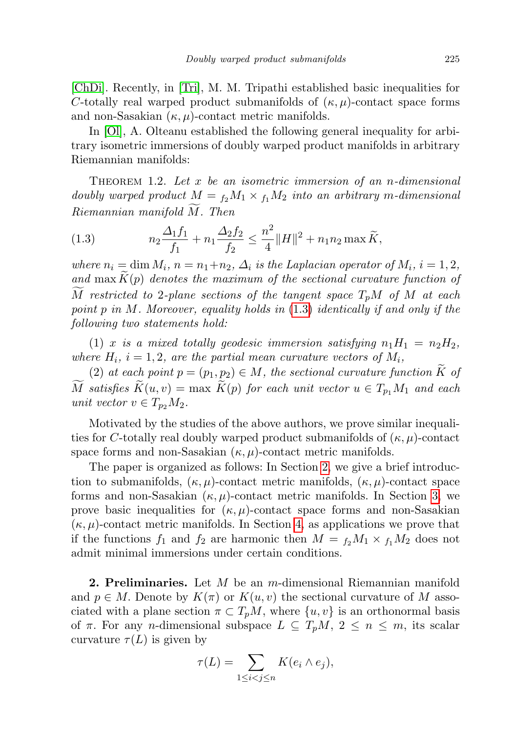[ChDi]. Recently, in [Tri], M. M. Tripathi established basic inequalities for $C$-totally real warped product submanifolds of $(\kappa,\mu)$-contact space forms and non-Sasakian $(\kappa,\mu)$-contact metric manifolds.

In [Ol], A. Olteanu established the following general inequality for arbitrary isometric immersions of doubly warped product manifolds in arbitrary Riemannian manifolds:

Theorem 1.2. *Let $x$ be an isometric immersion of an $n$-dimensional doubly warped product $M = {}_{f_2}M_1 \times {}_{f_1}M_2$ into an arbitrary $m$-dimensional Riemannian manifold $\widetilde{M}$. Then*

$$n_2\frac{\Delta_1 f_1}{f_1} + n_1\frac{\Delta_2 f_2}{f_2} \leq \frac{n^2}{4}\|H\|^2 + n_1 n_2 \max \widetilde{K}, \tag{1.3}$$

*where $n_i = \dim M_i$, $n = n_1+n_2$, $\Delta_i$ is the Laplacian operator of $M_i$, $i = 1,2$, and $\max \widetilde{K}(p)$ denotes the maximum of the sectional curvature function of $\widetilde{M}$ restricted to 2-plane sections of the tangent space $T_pM$ of $M$ at each point $p$ in $M$. Moreover, equality holds in (1.3) identically if and only if the following two statements hold:*

*(1) $x$ is a mixed totally geodesic immersion satisfying $n_1H_1 = n_2H_2$, where $H_i$, $i = 1,2$, are the partial mean curvature vectors of $M_i$,*

*(2) at each point $p = (p_1,p_2) \in M$, the sectional curvature function $\widetilde{K}$ of $\widetilde{M}$ satisfies $\widetilde{K}(u,v) = \max \widetilde{K}(p)$ for each unit vector $u \in T_{p_1}M_1$ and each unit vector $v \in T_{p_2}M_2$.*

Motivated by the studies of the above authors, we prove similar inequalities for $C$-totally real doubly warped product submanifolds of $(\kappa,\mu)$-contact space forms and non-Sasakian $(\kappa,\mu)$-contact metric manifolds.

The paper is organized as follows: In Section 2, we give a brief introduction to submanifolds, $(\kappa,\mu)$-contact metric manifolds, $(\kappa,\mu)$-contact space forms and non-Sasakian $(\kappa,\mu)$-contact metric manifolds. In Section 3, we prove basic inequalities for $(\kappa,\mu)$-contact space forms and non-Sasakian $(\kappa,\mu)$-contact metric manifolds. In Section 4, as applications we prove that if the functions $f_1$ and $f_2$ are harmonic then $M = {}_{f_2}M_1 \times {}_{f_1}M_2$ does not admit minimal immersions under certain conditions.

**2. Preliminaries.** Let $M$ be an $m$-dimensional Riemannian manifold and $p \in M$. Denote by $K(\pi)$ or $K(u,v)$ the sectional curvature of $M$ associated with a plane section $\pi \subset T_pM$, where $\{u,v\}$ is an orthonormal basis of $\pi$. For any $n$-dimensional subspace $L \subseteq T_pM$, $2 \leq n \leq m$, its scalar curvature $\tau(L)$ is given by

$$\tau(L) = \sum_{1\leq i<j\leq n} K(e_i \wedge e_j),$$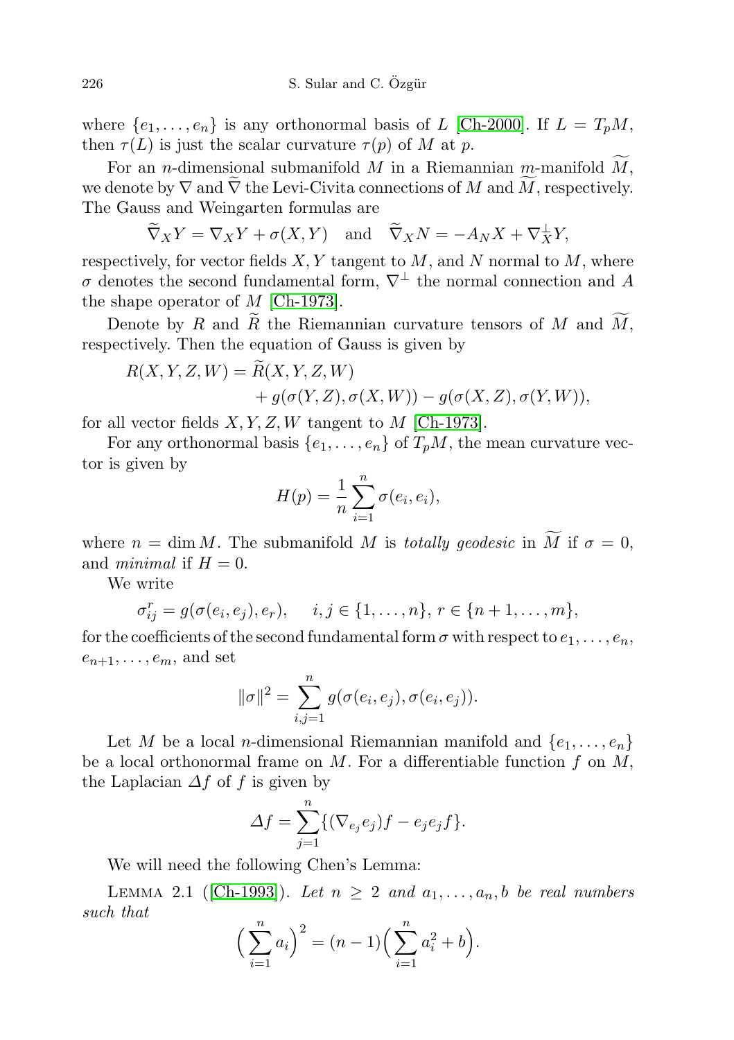where $\{e_1, \dots, e_n\}$ is any orthonormal basis of $L$ [Ch-2000]. If $L = T_pM$, then $\tau(L)$ is just the scalar curvature $\tau(p)$ of $M$ at $p$.

For an $n$-dimensional submanifold $M$ in a Riemannian $m$-manifold $\widetilde{M}$, we denote by $\nabla$ and $\widetilde{\nabla}$ the Levi-Civita connections of $M$ and $\widetilde{M}$, respectively. The Gauss and Weingarten formulas are

$$\widetilde{\nabla}_X Y = \nabla_X Y + \sigma(X, Y) \quad \text{and} \quad \widetilde{\nabla}_X N = -A_N X + \nabla^{\perp}_X Y,$$

respectively, for vector fields $X, Y$ tangent to $M$, and $N$ normal to $M$, where $\sigma$ denotes the second fundamental form, $\nabla^{\perp}$ the normal connection and $A$ the shape operator of $M$ [Ch-1973].

Denote by $R$ and $\widetilde{R}$ the Riemannian curvature tensors of $M$ and $\widetilde{M}$, respectively. Then the equation of Gauss is given by

$$\begin{aligned} R(X, Y, Z, W) = {} & \widetilde{R}(X, Y, Z, W) \\ & + g(\sigma(Y, Z), \sigma(X, W)) - g(\sigma(X, Z), \sigma(Y, W)), \end{aligned}$$

for all vector fields $X, Y, Z, W$ tangent to $M$ [Ch-1973].

For any orthonormal basis $\{e_1, \dots, e_n\}$ of $T_pM$, the mean curvature vector is given by

$$H(p) = \frac{1}{n} \sum_{i=1}^{n} \sigma(e_i, e_i),$$

where $n = \dim M$. The submanifold $M$ is *totally geodesic* in $\widetilde{M}$ if $\sigma = 0$, and *minimal* if $H = 0$.

We write

$$\sigma_{ij}^r = g(\sigma(e_i, e_j), e_r), \quad i, j \in \{1, \dots, n\},\ r \in \{n+1, \dots, m\},$$

for the coefficients of the second fundamental form $\sigma$ with respect to $e_1, \dots, e_n$, $e_{n+1}, \dots, e_m$, and set

$$\|\sigma\|^2 = \sum_{i,j=1}^{n} g(\sigma(e_i, e_j), \sigma(e_i, e_j)).$$

Let $M$ be a local $n$-dimensional Riemannian manifold and $\{e_1, \dots, e_n\}$ be a local orthonormal frame on $M$. For a differentiable function $f$ on $M$, the Laplacian $\Delta f$ of $f$ is given by

$$\Delta f = \sum_{j=1}^{n} \{(\nabla_{e_j} e_j) f - e_j e_j f\}.$$

We will need the following Chen's Lemma:

Lemma 2.1 ([Ch-1993]). *Let $n \geq 2$ and $a_1, \dots, a_n, b$ be real numbers such that*

$$\Big(\sum_{i=1}^{n} a_i\Big)^2 = (n-1)\Big(\sum_{i=1}^{n} a_i^2 + b\Big).$$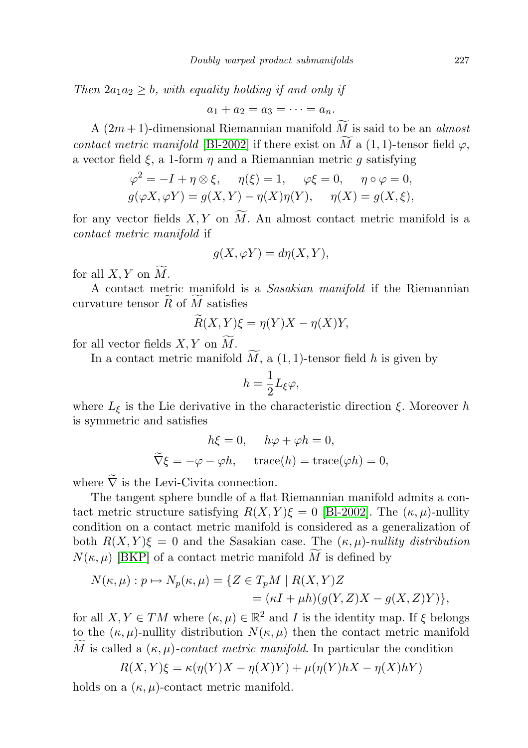*Then $2a_1a_2 \geq b$, with equality holding if and only if*

$$a_1 + a_2 = a_3 = \cdots = a_n.$$

A $(2m+1)$-dimensional Riemannian manifold $\widetilde{M}$ is said to be an *almost contact metric manifold* [Bl-2002] if there exist on $\widetilde{M}$ a $(1,1)$-tensor field $\varphi$, a vector field $\xi$, a 1-form $\eta$ and a Riemannian metric $g$ satisfying

$$\varphi^2 = -I + \eta \otimes \xi, \quad \eta(\xi) = 1, \quad \varphi\xi = 0, \quad \eta \circ \varphi = 0,$$
$$g(\varphi X, \varphi Y) = g(X,Y) - \eta(X)\eta(Y), \quad \eta(X) = g(X, \xi),$$

for any vector fields $X, Y$ on $\widetilde{M}$. An almost contact metric manifold is a *contact metric manifold* if

$$g(X, \varphi Y) = d\eta(X,Y),$$

for all $X, Y$ on $\widetilde{M}$.

A contact metric manifold is a *Sasakian manifold* if the Riemannian curvature tensor $\widetilde{R}$ of $\widetilde{M}$ satisfies

$$\widetilde{R}(X,Y)\xi = \eta(Y)X - \eta(X)Y,$$

for all vector fields $X, Y$ on $\widetilde{M}$.

In a contact metric manifold $\widetilde{M}$, a $(1,1)$-tensor field $h$ is given by

$$h = \frac{1}{2} L_\xi \varphi,$$

where $L_\xi$ is the Lie derivative in the characteristic direction $\xi$. Moreover $h$ is symmetric and satisfies

$$h\xi = 0, \quad h\varphi + \varphi h = 0,$$
$$\widetilde{\nabla}\xi = -\varphi - \varphi h, \quad \operatorname{trace}(h) = \operatorname{trace}(\varphi h) = 0,$$

where $\widetilde{\nabla}$ is the Levi-Civita connection.

The tangent sphere bundle of a flat Riemannian manifold admits a contact metric structure satisfying $R(X,Y)\xi = 0$ [Bl-2002]. The $(\kappa, \mu)$-nullity condition on a contact metric manifold is considered as a generalization of both $R(X,Y)\xi = 0$ and the Sasakian case. The $(\kappa, \mu)$-*nullity distribution* $N(\kappa, \mu)$ [BKP] of a contact metric manifold $\widetilde{M}$ is defined by

$$N(\kappa,\mu) : p \mapsto N_p(\kappa,\mu) = \{Z \in T_pM \mid R(X,Y)Z = (\kappa I + \mu h)(g(Y,Z)X - g(X,Z)Y)\},$$

for all $X, Y \in TM$ where $(\kappa, \mu) \in \mathbb{R}^2$ and $I$ is the identity map. If $\xi$ belongs to the $(\kappa, \mu)$-nullity distribution $N(\kappa, \mu)$ then the contact metric manifold $\widetilde{M}$ is called a $(\kappa, \mu)$-*contact metric manifold*. In particular the condition

$$R(X,Y)\xi = \kappa(\eta(Y)X - \eta(X)Y) + \mu(\eta(Y)hX - \eta(X)hY)$$

holds on a $(\kappa, \mu)$-contact metric manifold.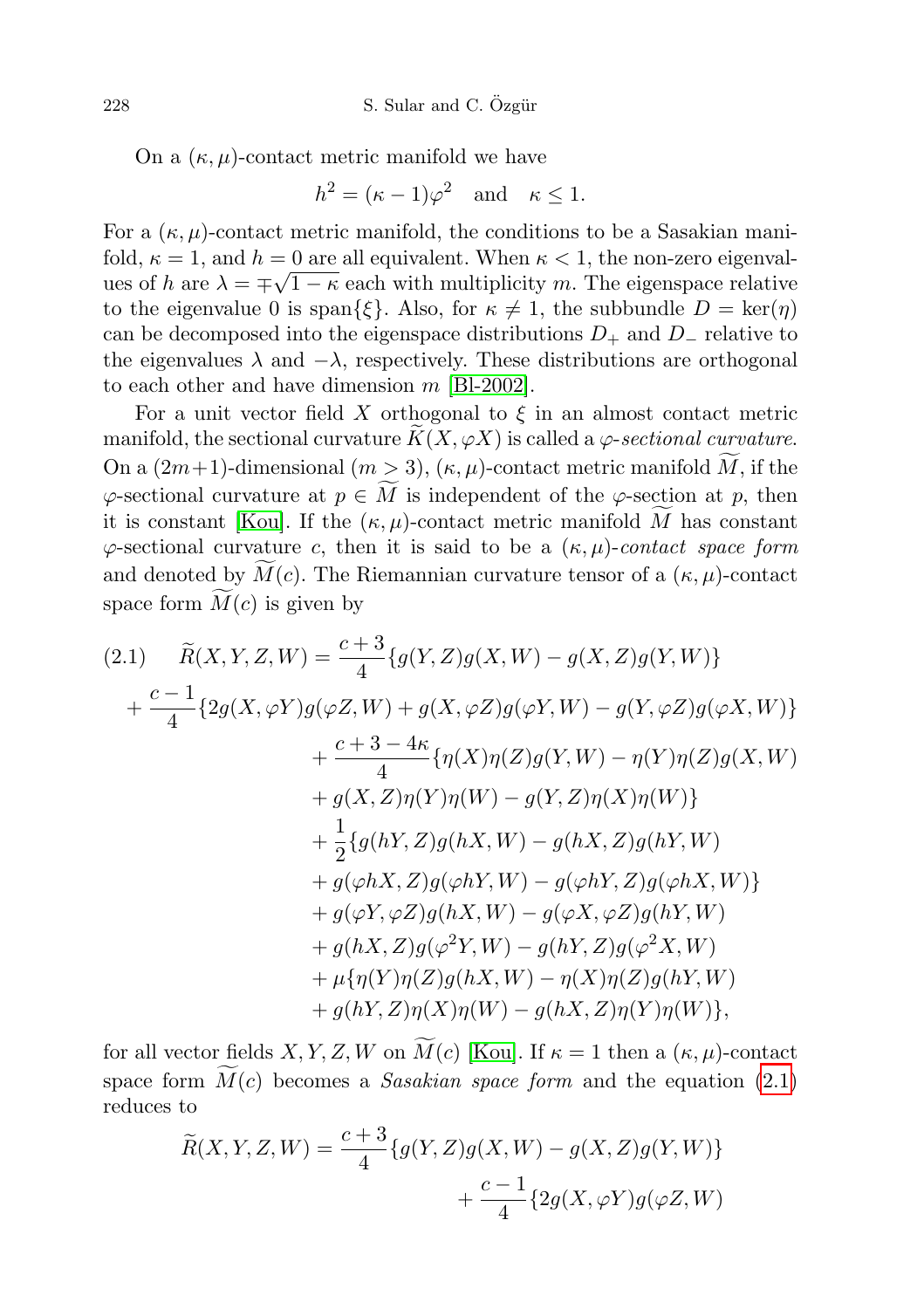On a $(\kappa,\mu)$-contact metric manifold we have

$$h^2 = (\kappa - 1)\varphi^2 \quad \text{and} \quad \kappa \le 1.$$

For a $(\kappa,\mu)$-contact metric manifold, the conditions to be a Sasakian manifold, $\kappa = 1$, and $h = 0$ are all equivalent. When $\kappa < 1$, the non-zero eigenvalues of $h$ are $\lambda = \mp\sqrt{1-\kappa}$ each with multiplicity $m$. The eigenspace relative to the eigenvalue 0 is $\operatorname{span}\{\xi\}$. Also, for $\kappa \neq 1$, the subbundle $D = \ker(\eta)$ can be decomposed into the eigenspace distributions $D_+$ and $D_-$ relative to the eigenvalues $\lambda$ and $-\lambda$, respectively. These distributions are orthogonal to each other and have dimension $m$ [Bl-2002].

For a unit vector field $X$ orthogonal to $\xi$ in an almost contact metric manifold, the sectional curvature $\widetilde{K}(X,\varphi X)$ is called a *$\varphi$-sectional curvature*. On a $(2m+1)$-dimensional $(m > 3)$, $(\kappa,\mu)$-contact metric manifold $\widetilde{M}$, if the $\varphi$-sectional curvature at $p \in \widetilde{M}$ is independent of the $\varphi$-section at $p$, then it is constant [Kou]. If the $(\kappa,\mu)$-contact metric manifold $\widetilde{M}$ has constant $\varphi$-sectional curvature $c$, then it is said to be a *$(\kappa,\mu)$-contact space form* and denoted by $\widetilde{M}(c)$. The Riemannian curvature tensor of a $(\kappa,\mu)$-contact space form $\widetilde{M}(c)$ is given by

$$
\begin{aligned}
(2.1)\qquad \widetilde{R}(X,Y,Z,W) &= \frac{c+3}{4}\{g(Y,Z)g(X,W) - g(X,Z)g(Y,W)\}\\
&+ \frac{c-1}{4}\{2g(X,\varphi Y)g(\varphi Z,W) + g(X,\varphi Z)g(\varphi Y,W) - g(Y,\varphi Z)g(\varphi X,W)\}\\
&+ \frac{c+3-4\kappa}{4}\{\eta(X)\eta(Z)g(Y,W) - \eta(Y)\eta(Z)g(X,W)\\
&+ g(X,Z)\eta(Y)\eta(W) - g(Y,Z)\eta(X)\eta(W)\}\\
&+ \frac{1}{2}\{g(hY,Z)g(hX,W) - g(hX,Z)g(hY,W)\\
&+ g(\varphi hX,Z)g(\varphi hY,W) - g(\varphi hY,Z)g(\varphi hX,W)\}\\
&+ g(\varphi Y,\varphi Z)g(hX,W) - g(\varphi X,\varphi Z)g(hY,W)\\
&+ g(hX,Z)g(\varphi^2 Y,W) - g(hY,Z)g(\varphi^2 X,W)\\
&+ \mu\{\eta(Y)\eta(Z)g(hX,W) - \eta(X)\eta(Z)g(hY,W)\\
&+ g(hY,Z)\eta(X)\eta(W) - g(hX,Z)\eta(Y)\eta(W)\},
\end{aligned}
$$

for all vector fields $X, Y, Z, W$ on $\widetilde{M}(c)$ [Kou]. If $\kappa = 1$ then a $(\kappa,\mu)$-contact space form $\widetilde{M}(c)$ becomes a *Sasakian space form* and the equation (2.1) reduces to

$$
\begin{aligned}
\widetilde{R}(X,Y,Z,W) &= \frac{c+3}{4}\{g(Y,Z)g(X,W) - g(X,Z)g(Y,W)\}\\
&+ \frac{c-1}{4}\{2g(X,\varphi Y)g(\varphi Z,W)
\end{aligned}
$$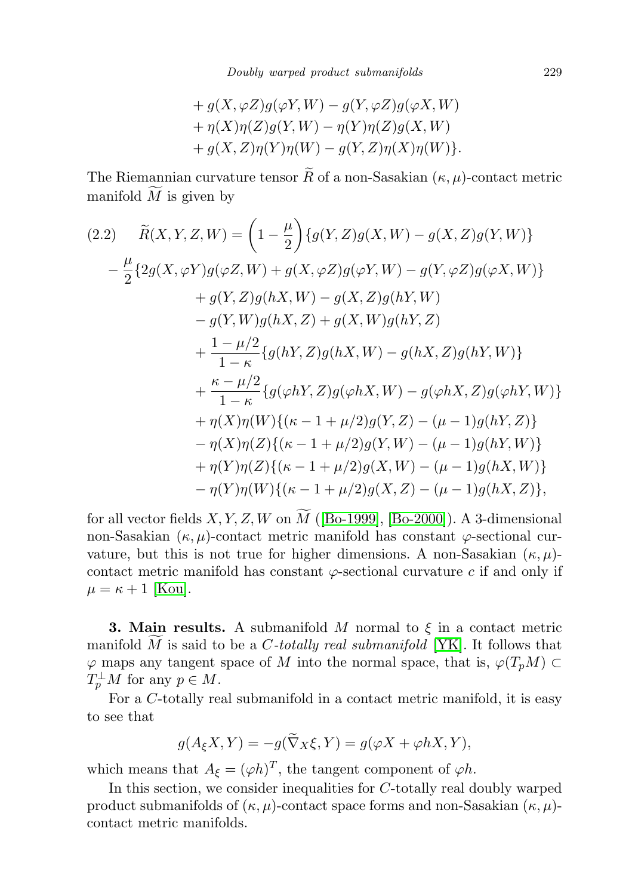$$
\begin{aligned}
&+ g(X, \varphi Z) g(\varphi Y, W) - g(Y, \varphi Z) g(\varphi X, W) \\
&+ \eta(X)\eta(Z) g(Y, W) - \eta(Y)\eta(Z) g(X, W) \\
&+ g(X, Z)\eta(Y)\eta(W) - g(Y, Z)\eta(X)\eta(W)\}.
\end{aligned}
$$

The Riemannian curvature tensor $\widetilde{R}$ of a non-Sasakian $(\kappa, \mu)$-contact metric manifold $\widetilde{M}$ is given by

$$
\begin{aligned}
(2.2)\quad \widetilde{R}(X, Y, Z, W) &= \left(1 - \frac{\mu}{2}\right)\{g(Y, Z) g(X, W) - g(X, Z) g(Y, W)\} \\
&- \frac{\mu}{2}\{2g(X, \varphi Y) g(\varphi Z, W) + g(X, \varphi Z) g(\varphi Y, W) - g(Y, \varphi Z) g(\varphi X, W)\} \\
&+ g(Y, Z) g(hX, W) - g(X, Z) g(hY, W) \\
&- g(Y, W) g(hX, Z) + g(X, W) g(hY, Z) \\
&+ \frac{1 - \mu/2}{1 - \kappa}\{g(hY, Z) g(hX, W) - g(hX, Z) g(hY, W)\} \\
&+ \frac{\kappa - \mu/2}{1 - \kappa}\{g(\varphi hY, Z) g(\varphi hX, W) - g(\varphi hX, Z) g(\varphi hY, W)\} \\
&+ \eta(X)\eta(W)\{(\kappa - 1 + \mu/2) g(Y, Z) - (\mu - 1) g(hY, Z)\} \\
&- \eta(X)\eta(Z)\{(\kappa - 1 + \mu/2) g(Y, W) - (\mu - 1) g(hY, W)\} \\
&+ \eta(Y)\eta(Z)\{(\kappa - 1 + \mu/2) g(X, W) - (\mu - 1) g(hX, W)\} \\
&- \eta(Y)\eta(W)\{(\kappa - 1 + \mu/2) g(X, Z) - (\mu - 1) g(hX, Z)\},
\end{aligned}
$$

for all vector fields $X, Y, Z, W$ on $\widetilde{M}$ ([Bo-1999], [Bo-2000]). A 3-dimensional non-Sasakian $(\kappa, \mu)$-contact metric manifold has constant $\varphi$-sectional curvature, but this is not true for higher dimensions. A non-Sasakian $(\kappa, \mu)$-contact metric manifold has constant $\varphi$-sectional curvature $c$ if and only if $\mu = \kappa + 1$ [Kou].

**3. Main results.** A submanifold $M$ normal to $\xi$ in a contact metric manifold $\widetilde{M}$ is said to be a *C-totally real submanifold* [YK]. It follows that $\varphi$ maps any tangent space of $M$ into the normal space, that is, $\varphi(T_pM) \subset T_p^{\perp}M$ for any $p \in M$.

For a $C$-totally real submanifold in a contact metric manifold, it is easy to see that

$$
g(A_\xi X, Y) = -g(\widetilde{\nabla}_X \xi, Y) = g(\varphi X + \varphi hX, Y),
$$

which means that $A_\xi = (\varphi h)^T$, the tangent component of $\varphi h$.

In this section, we consider inequalities for $C$-totally real doubly warped product submanifolds of $(\kappa, \mu)$-contact space forms and non-Sasakian $(\kappa, \mu)$-contact metric manifolds.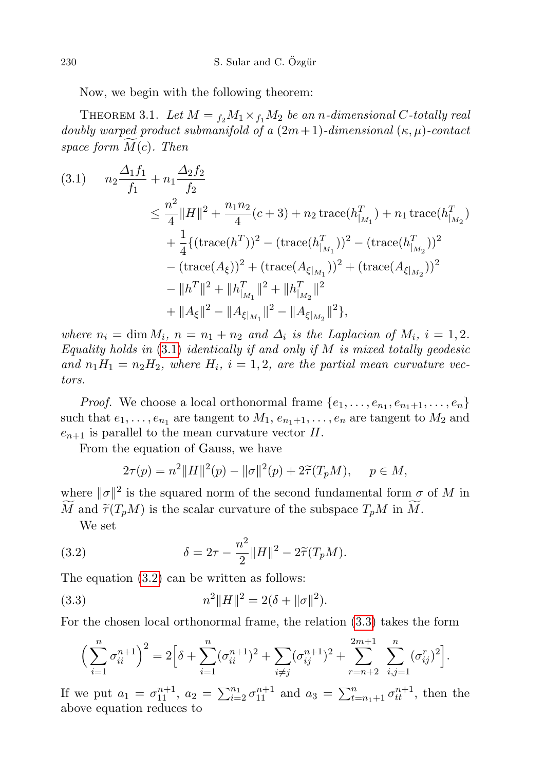Now, we begin with the following theorem:

THEOREM 3.1. *Let $M = {}_{f_2}M_1 \times {}_{f_1} M_2$ be an $n$-dimensional $C$-totally real doubly warped product submanifold of a $(2m+1)$-dimensional $(\kappa, \mu)$-contact space form $\widetilde{M}(c)$. Then*

$$
\begin{aligned}
(3.1)\qquad n_2\frac{\Delta_1 f_1}{f_1} + n_1\frac{\Delta_2 f_2}{f_2} &\le \frac{n^2}{4}\|H\|^2 + \frac{n_1 n_2}{4}(c+3) + n_2\,\mathrm{trace}(h^T_{|_{M_1}}) + n_1\,\mathrm{trace}(h^T_{|_{M_2}})\\
&\quad + \frac{1}{4}\{(\mathrm{trace}(h^T))^2 - (\mathrm{trace}(h^T_{|_{M_1}}))^2 - (\mathrm{trace}(h^T_{|_{M_2}}))^2\\
&\quad - (\mathrm{trace}(A_\xi))^2 + (\mathrm{trace}(A_{\xi|_{M_1}}))^2 + (\mathrm{trace}(A_{\xi|_{M_2}}))^2\\
&\quad - \|h^T\|^2 + \|h^T_{|_{M_1}}\|^2 + \|h^T_{|_{M_2}}\|^2\\
&\quad + \|A_\xi\|^2 - \|A_{\xi|_{M_1}}\|^2 - \|A_{\xi|_{M_2}}\|^2\},
\end{aligned}
$$

*where $n_i = \dim M_i$, $n = n_1 + n_2$ and $\Delta_i$ is the Laplacian of $M_i$, $i = 1, 2$. Equality holds in (3.1) identically if and only if $M$ is mixed totally geodesic and $n_1 H_1 = n_2 H_2$, where $H_i$, $i = 1, 2$, are the partial mean curvature vectors.*

*Proof.* We choose a local orthonormal frame $\{e_1, \dots, e_{n_1}, e_{n_1+1}, \dots, e_n\}$ such that $e_1, \dots, e_{n_1}$ are tangent to $M_1$, $e_{n_1+1}, \dots, e_n$ are tangent to $M_2$ and $e_{n+1}$ is parallel to the mean curvature vector $H$.

From the equation of Gauss, we have

$$2\tau(p) = n^2\|H\|^2(p) - \|\sigma\|^2(p) + 2\widetilde{\tau}(T_pM), \qquad p \in M,$$

where $\|\sigma\|^2$ is the squared norm of the second fundamental form $\sigma$ of $M$ in $\widetilde{M}$ and $\widetilde{\tau}(T_pM)$ is the scalar curvature of the subspace $T_pM$ in $\widetilde{M}$.

We set

$$\delta = 2\tau - \frac{n^2}{2}\|H\|^2 - 2\widetilde{\tau}(T_pM). \tag{3.2}$$

The equation (3.2) can be written as follows:

$$n^2\|H\|^2 = 2(\delta + \|\sigma\|^2). \tag{3.3}$$

For the chosen local orthonormal frame, the relation (3.3) takes the form

$$\Big(\sum_{i=1}^{n}\sigma_{ii}^{n+1}\Big)^2 = 2\Big[\delta + \sum_{i=1}^{n}(\sigma_{ii}^{n+1})^2 + \sum_{i\ne j}(\sigma_{ij}^{n+1})^2 + \sum_{r=n+2}^{2m+1}\sum_{i,j=1}^{n}(\sigma_{ij}^{r})^2\Big].$$

If we put $a_1 = \sigma_{11}^{n+1}$, $a_2 = \sum_{i=2}^{n_1}\sigma_{11}^{n+1}$ and $a_3 = \sum_{t=n_1+1}^{n}\sigma_{tt}^{n+1}$, then the above equation reduces to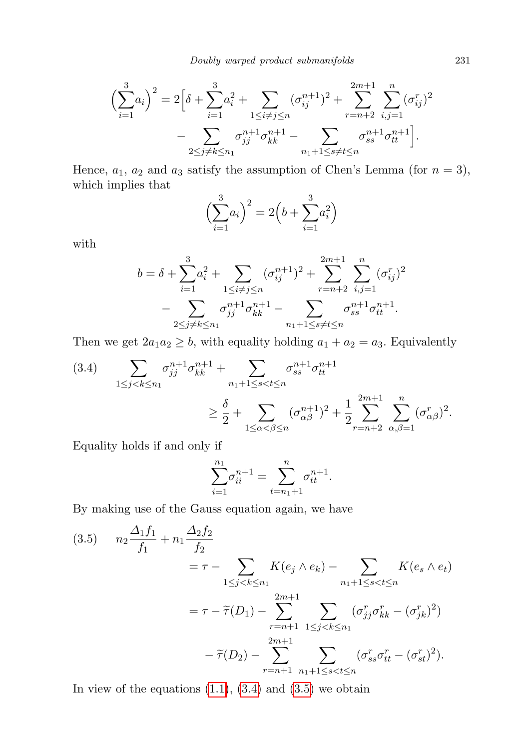$$\Big(\sum_{i=1}^{3} a_i\Big)^2 = 2\Big[\delta + \sum_{i=1}^{3} a_i^2 + \sum_{1\le i\ne j\le n} (\sigma_{ij}^{n+1})^2 + \sum_{r=n+2}^{2m+1}\sum_{i,j=1}^{n} (\sigma_{ij}^{r})^2 - \sum_{2\le j\ne k\le n_1} \sigma_{jj}^{n+1}\sigma_{kk}^{n+1} - \sum_{n_1+1\le s\ne t\le n} \sigma_{ss}^{n+1}\sigma_{tt}^{n+1}\Big].$$

Hence, $a_1$, $a_2$ and $a_3$ satisfy the assumption of Chen's Lemma (for $n = 3$), which implies that

$$\Big(\sum_{i=1}^{3} a_i\Big)^2 = 2\Big(b + \sum_{i=1}^{3} a_i^2\Big)$$

with

$$b = \delta + \sum_{i=1}^{3} a_i^2 + \sum_{1\le i\ne j\le n} (\sigma_{ij}^{n+1})^2 + \sum_{r=n+2}^{2m+1}\sum_{i,j=1}^{n} (\sigma_{ij}^{r})^2 - \sum_{2\le j\ne k\le n_1} \sigma_{jj}^{n+1}\sigma_{kk}^{n+1} - \sum_{n_1+1\le s\ne t\le n} \sigma_{ss}^{n+1}\sigma_{tt}^{n+1}.$$

Then we get $2a_1a_2 \ge b$, with equality holding $a_1 + a_2 = a_3$. Equivalently

$$\sum_{1\le j<k\le n_1} \sigma_{jj}^{n+1}\sigma_{kk}^{n+1} + \sum_{n_1+1\le s<t\le n} \sigma_{ss}^{n+1}\sigma_{tt}^{n+1} \ge \frac{\delta}{2} + \sum_{1\le \alpha<\beta\le n} (\sigma_{\alpha\beta}^{n+1})^2 + \frac{1}{2}\sum_{r=n+2}^{2m+1}\sum_{\alpha,\beta=1}^{n} (\sigma_{\alpha\beta}^{r})^2. \tag{3.4}$$

Equality holds if and only if

$$\sum_{i=1}^{n_1} \sigma_{ii}^{n+1} = \sum_{t=n_1+1}^{n} \sigma_{tt}^{n+1}.$$

By making use of the Gauss equation again, we have

$$\begin{aligned} n_2\frac{\Delta_1 f_1}{f_1} + n_1\frac{\Delta_2 f_2}{f_2} &= \tau - \sum_{1\le j<k\le n_1} K(e_j\wedge e_k) - \sum_{n_1+1\le s<t\le n} K(e_s\wedge e_t) \\ &= \tau - \widetilde{\tau}(D_1) - \sum_{r=n+1}^{2m+1}\sum_{1\le j<k\le n_1} (\sigma_{jj}^{r}\sigma_{kk}^{r} - (\sigma_{jk}^{r})^2) \\ &\quad - \widetilde{\tau}(D_2) - \sum_{r=n+1}^{2m+1}\sum_{n_1+1\le s<t\le n} (\sigma_{ss}^{r}\sigma_{tt}^{r} - (\sigma_{st}^{r})^2). \end{aligned} \tag{3.5}$$

In view of the equations (1.1), (3.4) and (3.5) we obtain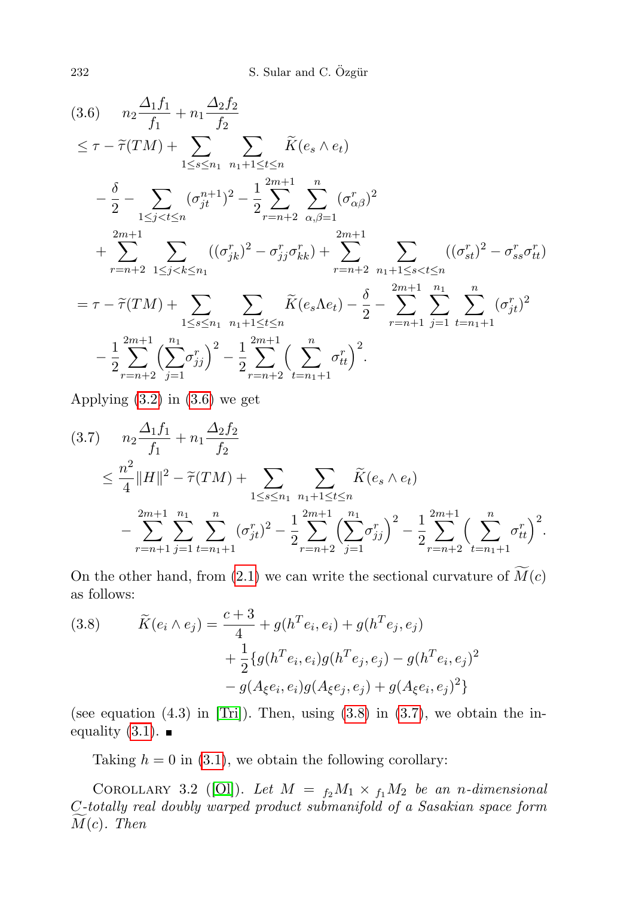$$
\begin{aligned}
(3.6)\quad & n_2\frac{\Delta_1 f_1}{f_1}+n_1\frac{\Delta_2 f_2}{f_2}\\
&\le \tau-\widetilde{\tau}(TM)+\sum_{1\le s\le n_1}\ \sum_{n_1+1\le t\le n}\widetilde{K}(e_s\wedge e_t)\\
&\quad-\frac{\delta}{2}-\sum_{1\le j<t\le n}(\sigma_{jt}^{n+1})^2-\frac{1}{2}\sum_{r=n+2}^{2m+1}\sum_{\alpha,\beta=1}^{n}(\sigma_{\alpha\beta}^r)^2\\
&\quad+\sum_{r=n+2}^{2m+1}\ \sum_{1\le j<k\le n_1}((\sigma_{jk}^r)^2-\sigma_{jj}^r\sigma_{kk}^r)+\sum_{r=n+2}^{2m+1}\ \sum_{n_1+1\le s<t\le n}((\sigma_{st}^r)^2-\sigma_{ss}^r\sigma_{tt}^r)\\
&=\tau-\widetilde{\tau}(TM)+\sum_{1\le s\le n_1}\ \sum_{n_1+1\le t\le n}\widetilde{K}(e_s\Lambda e_t)-\frac{\delta}{2}-\sum_{r=n+1}^{2m+1}\sum_{j=1}^{n_1}\sum_{t=n_1+1}^{n}(\sigma_{jt}^r)^2\\
&\quad-\frac{1}{2}\sum_{r=n+2}^{2m+1}\Big(\sum_{j=1}^{n_1}\sigma_{jj}^r\Big)^2-\frac{1}{2}\sum_{r=n+2}^{2m+1}\Big(\sum_{t=n_1+1}^{n}\sigma_{tt}^r\Big)^2.
\end{aligned}
$$

Applying (3.2) in (3.6) we get

$$
\begin{aligned}
(3.7)\quad & n_2\frac{\Delta_1 f_1}{f_1}+n_1\frac{\Delta_2 f_2}{f_2}\\
&\le \frac{n^2}{4}\|H\|^2-\widetilde{\tau}(TM)+\sum_{1\le s\le n_1}\ \sum_{n_1+1\le t\le n}\widetilde{K}(e_s\wedge e_t)\\
&\quad-\sum_{r=n+1}^{2m+1}\sum_{j=1}^{n_1}\sum_{t=n_1+1}^{n}(\sigma_{jt}^r)^2-\frac{1}{2}\sum_{r=n+2}^{2m+1}\Big(\sum_{j=1}^{n_1}\sigma_{jj}^r\Big)^2-\frac{1}{2}\sum_{r=n+2}^{2m+1}\Big(\sum_{t=n_1+1}^{n}\sigma_{tt}^r\Big)^2.
\end{aligned}
$$

On the other hand, from (2.1) we can write the sectional curvature of $\widetilde{M}(c)$ as follows:

$$
\begin{aligned}
(3.8)\quad \widetilde{K}(e_i\wedge e_j)&=\frac{c+3}{4}+g(h^Te_i,e_i)+g(h^Te_j,e_j)\\
&\quad+\frac{1}{2}\{g(h^Te_i,e_i)g(h^Te_j,e_j)-g(h^Te_i,e_j)^2\\
&\quad-g(A_\xi e_i,e_i)g(A_\xi e_j,e_j)+g(A_\xi e_i,e_j)^2\}
\end{aligned}
$$

(see equation (4.3) in [Tri]). Then, using (3.8) in (3.7), we obtain the inequality (3.1). ∎

Taking $h=0$ in (3.1), we obtain the following corollary:

COROLLARY 3.2 ([Ol]). *Let $M={}_{f_2}M_1\times{}_{f_1}M_2$ be an $n$-dimensional $C$-totally real doubly warped product submanifold of a Sasakian space form $\widetilde{M}(c)$. Then*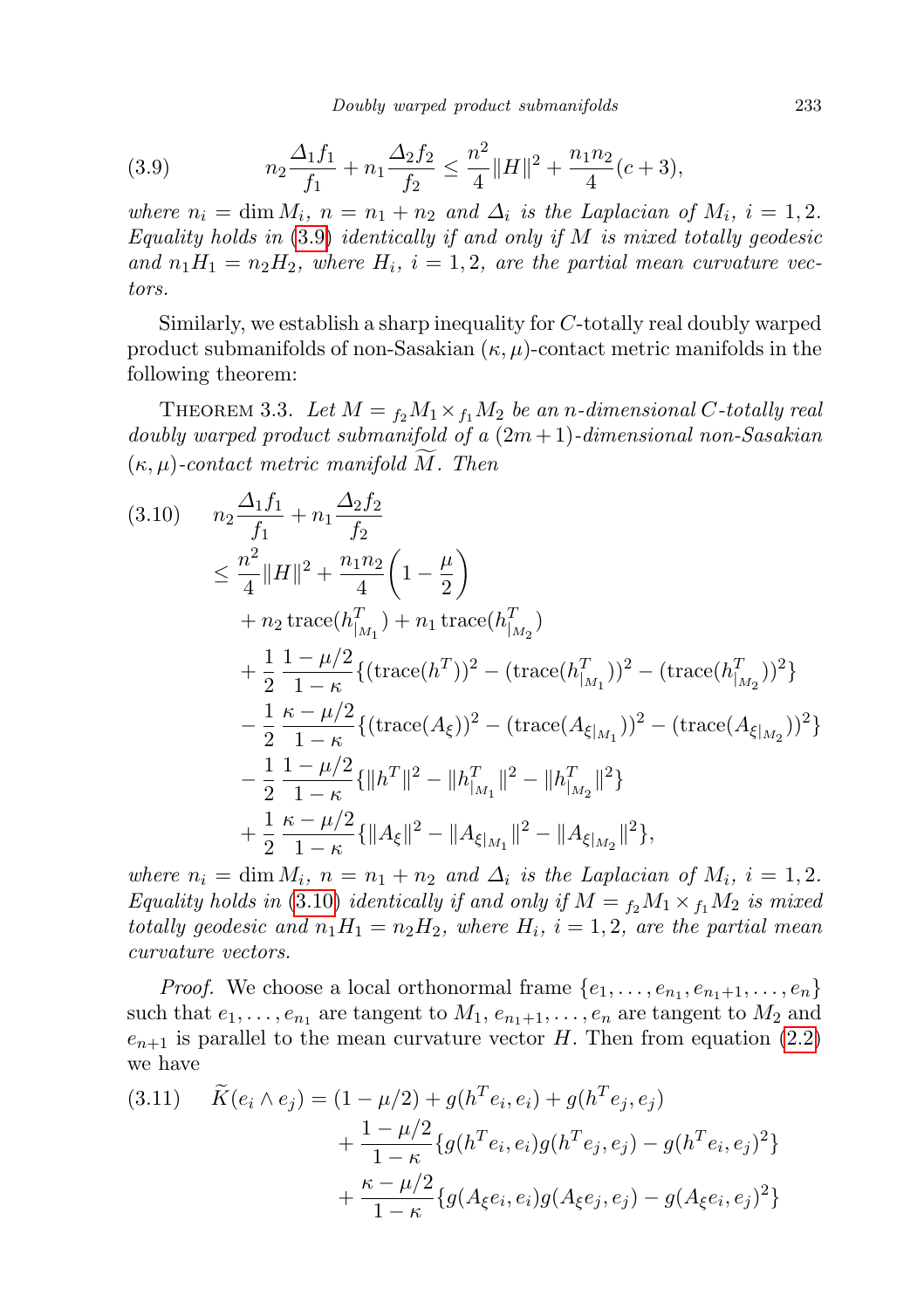$$n_2\frac{\Delta_1 f_1}{f_1}+n_1\frac{\Delta_2 f_2}{f_2}\le \frac{n^2}{4}\|H\|^2+\frac{n_1n_2}{4}(c+3), \tag{3.9}$$

*where $n_i=\dim M_i$, $n=n_1+n_2$ and $\Delta_i$ is the Laplacian of $M_i$, $i=1,2$. Equality holds in (3.9) identically if and only if $M$ is mixed totally geodesic and $n_1H_1=n_2H_2$, where $H_i$, $i=1,2$, are the partial mean curvature vectors.*

Similarly, we establish a sharp inequality for $C$-totally real doubly warped product submanifolds of non-Sasakian $(\kappa,\mu)$-contact metric manifolds in the following theorem:

THEOREM 3.3. *Let $M={}_{f_2}M_1\times{}_{f_1}M_2$ be an $n$-dimensional $C$-totally real doubly warped product submanifold of a $(2m+1)$-dimensional non-Sasakian $(\kappa,\mu)$-contact metric manifold $\widetilde{M}$. Then*

$$\begin{aligned}
n_2\frac{\Delta_1 f_1}{f_1}&+n_1\frac{\Delta_2 f_2}{f_2}\\
&\le \frac{n^2}{4}\|H\|^2+\frac{n_1n_2}{4}\left(1-\frac{\mu}{2}\right)\\
&\quad+n_2\,\mathrm{trace}(h^T_{|_{M_1}})+n_1\,\mathrm{trace}(h^T_{|_{M_2}})\\
&\quad+\frac{1}{2}\,\frac{1-\mu/2}{1-\kappa}\{(\mathrm{trace}(h^T))^2-(\mathrm{trace}(h^T_{|_{M_1}}))^2-(\mathrm{trace}(h^T_{|_{M_2}}))^2\}\\
&\quad-\frac{1}{2}\,\frac{\kappa-\mu/2}{1-\kappa}\{(\mathrm{trace}(A_\xi))^2-(\mathrm{trace}(A_{\xi|_{M_1}}))^2-(\mathrm{trace}(A_{\xi|_{M_2}}))^2\}\\
&\quad-\frac{1}{2}\,\frac{1-\mu/2}{1-\kappa}\{\|h^T\|^2-\|h^T_{|_{M_1}}\|^2-\|h^T_{|_{M_2}}\|^2\}\\
&\quad+\frac{1}{2}\,\frac{\kappa-\mu/2}{1-\kappa}\{\|A_\xi\|^2-\|A_{\xi|_{M_1}}\|^2-\|A_{\xi|_{M_2}}\|^2\},
\end{aligned} \tag{3.10}$$

*where $n_i=\dim M_i$, $n=n_1+n_2$ and $\Delta_i$ is the Laplacian of $M_i$, $i=1,2$. Equality holds in (3.10) identically if and only if $M={}_{f_2}M_1\times{}_{f_1}M_2$ is mixed totally geodesic and $n_1H_1=n_2H_2$, where $H_i$, $i=1,2$, are the partial mean curvature vectors.*

*Proof.* We choose a local orthonormal frame $\{e_1,\dots,e_{n_1},e_{n_1+1},\dots,e_n\}$ such that $e_1,\dots,e_{n_1}$ are tangent to $M_1$, $e_{n_1+1},\dots,e_n$ are tangent to $M_2$ and $e_{n+1}$ is parallel to the mean curvature vector $H$. Then from equation (2.2) we have

$$\begin{aligned}
\widetilde{K}(e_i\wedge e_j)&=(1-\mu/2)+g(h^Te_i,e_i)+g(h^Te_j,e_j)\\
&\quad+\frac{1-\mu/2}{1-\kappa}\{g(h^Te_i,e_i)g(h^Te_j,e_j)-g(h^Te_i,e_j)^2\}\\
&\quad+\frac{\kappa-\mu/2}{1-\kappa}\{g(A_\xi e_i,e_i)g(A_\xi e_j,e_j)-g(A_\xi e_i,e_j)^2\}
\end{aligned} \tag{3.11}$$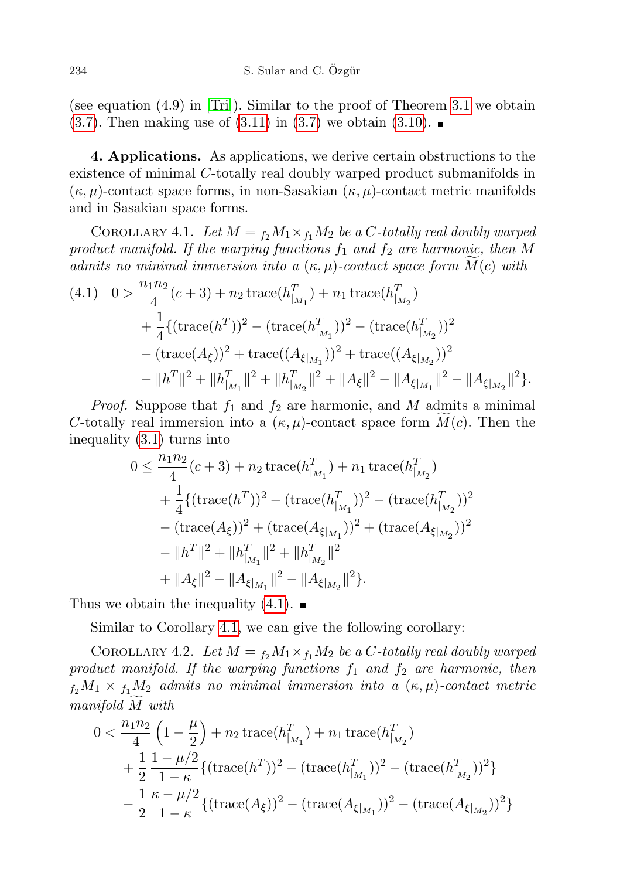(see equation (4.9) in [Tri]). Similar to the proof of Theorem 3.1 we obtain (3.7). Then making use of (3.11) in (3.7) we obtain (3.10). ∎

**4. Applications.** As applications, we derive certain obstructions to the existence of minimal $C$-totally real doubly warped product submanifolds in $(\kappa,\mu)$-contact space forms, in non-Sasakian $(\kappa,\mu)$-contact metric manifolds and in Sasakian space forms.

Corollary 4.1. *Let $M = {}_{f_2}M_1 \times_{f_1} M_2$ be a $C$-totally real doubly warped product manifold. If the warping functions $f_1$ and $f_2$ are harmonic, then $M$ admits no minimal immersion into a $(\kappa,\mu)$-contact space form $\widetilde{M}(c)$ with*

$$
\begin{aligned}
(4.1)\quad 0 > {} & \frac{n_1 n_2}{4}(c+3) + n_2 \operatorname{trace}(h^T_{|_{M_1}}) + n_1 \operatorname{trace}(h^T_{|_{M_2}}) \\
& + \frac{1}{4}\{(\operatorname{trace}(h^T))^2 - (\operatorname{trace}(h^T_{|_{M_1}}))^2 - (\operatorname{trace}(h^T_{|_{M_2}}))^2 \\
& - (\operatorname{trace}(A_\xi))^2 + \operatorname{trace}((A_{\xi|_{M_1}}))^2 + \operatorname{trace}((A_{\xi|_{M_2}}))^2 \\
& - \|h^T\|^2 + \|h^T_{|_{M_1}}\|^2 + \|h^T_{|_{M_2}}\|^2 + \|A_\xi\|^2 - \|A_{\xi|_{M_1}}\|^2 - \|A_{\xi|_{M_2}}\|^2\}.
\end{aligned}
$$

*Proof.* Suppose that $f_1$ and $f_2$ are harmonic, and $M$ admits a minimal $C$-totally real immersion into a $(\kappa,\mu)$-contact space form $\widetilde{M}(c)$. Then the inequality (3.1) turns into

$$
\begin{aligned}
0 \leq {} & \frac{n_1 n_2}{4}(c+3) + n_2 \operatorname{trace}(h^T_{|_{M_1}}) + n_1 \operatorname{trace}(h^T_{|_{M_2}}) \\
& + \frac{1}{4}\{(\operatorname{trace}(h^T))^2 - (\operatorname{trace}(h^T_{|_{M_1}}))^2 - (\operatorname{trace}(h^T_{|_{M_2}}))^2 \\
& - (\operatorname{trace}(A_\xi))^2 + (\operatorname{trace}(A_{\xi|_{M_1}}))^2 + (\operatorname{trace}(A_{\xi|_{M_2}}))^2 \\
& - \|h^T\|^2 + \|h^T_{|_{M_1}}\|^2 + \|h^T_{|_{M_2}}\|^2 \\
& + \|A_\xi\|^2 - \|A_{\xi|_{M_1}}\|^2 - \|A_{\xi|_{M_2}}\|^2\}.
\end{aligned}
$$

Thus we obtain the inequality (4.1). ∎

Similar to Corollary 4.1, we can give the following corollary:

Corollary 4.2. *Let $M = {}_{f_2}M_1 \times_{f_1} M_2$ be a $C$-totally real doubly warped product manifold. If the warping functions $f_1$ and $f_2$ are harmonic, then ${}_{f_2}M_1 \times {}_{f_1}M_2$ admits no minimal immersion into a $(\kappa,\mu)$-contact metric manifold $\widetilde{M}$ with*

$$
\begin{aligned}
0 < {} & \frac{n_1 n_2}{4}\left(1 - \frac{\mu}{2}\right) + n_2 \operatorname{trace}(h^T_{|_{M_1}}) + n_1 \operatorname{trace}(h^T_{|_{M_2}}) \\
& + \frac{1}{2}\,\frac{1-\mu/2}{1-\kappa}\{(\operatorname{trace}(h^T))^2 - (\operatorname{trace}(h^T_{|_{M_1}}))^2 - (\operatorname{trace}(h^T_{|_{M_2}}))^2\} \\
& - \frac{1}{2}\,\frac{\kappa-\mu/2}{1-\kappa}\{(\operatorname{trace}(A_\xi))^2 - (\operatorname{trace}(A_{\xi|_{M_1}}))^2 - (\operatorname{trace}(A_{\xi|_{M_2}}))^2\}
\end{aligned}
$$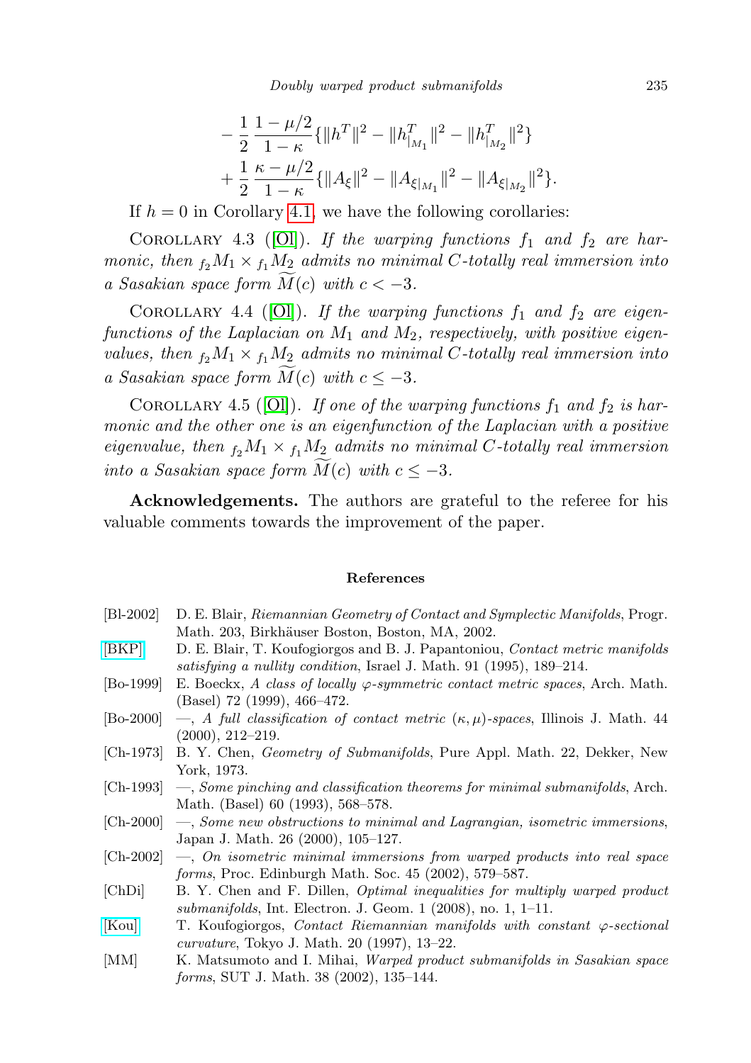$$
\begin{aligned}
&-\frac{1}{2}\frac{1-\mu/2}{1-\kappa}\{\|h^T\|^2-\|h^T_{|_{M_1}}\|^2-\|h^T_{|_{M_2}}\|^2\}\\
&+\frac{1}{2}\frac{\kappa-\mu/2}{1-\kappa}\{\|A_\xi\|^2-\|A_{\xi|_{M_1}}\|^2-\|A_{\xi|_{M_2}}\|^2\}.
\end{aligned}
$$

If $h = 0$ in Corollary 4.1, we have the following corollaries:

Corollary 4.3 ([Ol]). *If the warping functions $f_1$ and $f_2$ are harmonic, then ${}_{f_2}M_1 \times {}_{f_1}M_2$ admits no minimal C-totally real immersion into a Sasakian space form $\widetilde{M}(c)$ with $c < -3$.*

Corollary 4.4 ([Ol]). *If the warping functions $f_1$ and $f_2$ are eigenfunctions of the Laplacian on $M_1$ and $M_2$, respectively, with positive eigenvalues, then ${}_{f_2}M_1 \times {}_{f_1}M_2$ admits no minimal C-totally real immersion into a Sasakian space form $\widetilde{M}(c)$ with $c \leq -3$.*

Corollary 4.5 ([Ol]). *If one of the warping functions $f_1$ and $f_2$ is harmonic and the other one is an eigenfunction of the Laplacian with a positive eigenvalue, then ${}_{f_2}M_1 \times {}_{f_1}M_2$ admits no minimal C-totally real immersion into a Sasakian space form $\widetilde{M}(c)$ with $c \leq -3$.*

**Acknowledgements.** The authors are grateful to the referee for his valuable comments towards the improvement of the paper.

## References

- [Bl-2002] D. E. Blair, *Riemannian Geometry of Contact and Symplectic Manifolds*, Progr. Math. 203, Birkhäuser Boston, Boston, MA, 2002.
- [BKP] D. E. Blair, T. Koufogiorgos and B. J. Papantoniou, *Contact metric manifolds satisfying a nullity condition*, Israel J. Math. 91 (1995), 189–214.
- [Bo-1999] E. Boeckx, *A class of locally $\varphi$-symmetric contact metric spaces*, Arch. Math. (Basel) 72 (1999), 466–472.
- [Bo-2000] —, *A full classification of contact metric $(\kappa, \mu)$-spaces*, Illinois J. Math. 44 (2000), 212–219.
- [Ch-1973] B. Y. Chen, *Geometry of Submanifolds*, Pure Appl. Math. 22, Dekker, New York, 1973.
- [Ch-1993] —, *Some pinching and classification theorems for minimal submanifolds*, Arch. Math. (Basel) 60 (1993), 568–578.
- [Ch-2000] —, *Some new obstructions to minimal and Lagrangian, isometric immersions*, Japan J. Math. 26 (2000), 105–127.
- [Ch-2002] —, *On isometric minimal immersions from warped products into real space forms*, Proc. Edinburgh Math. Soc. 45 (2002), 579–587.
- [ChDi] B. Y. Chen and F. Dillen, *Optimal inequalities for multiply warped product submanifolds*, Int. Electron. J. Geom. 1 (2008), no. 1, 1–11.
- [Kou] T. Koufogiorgos, *Contact Riemannian manifolds with constant $\varphi$-sectional curvature*, Tokyo J. Math. 20 (1997), 13–22.
- [MM] K. Matsumoto and I. Mihai, *Warped product submanifolds in Sasakian space forms*, SUT J. Math. 38 (2002), 135–144.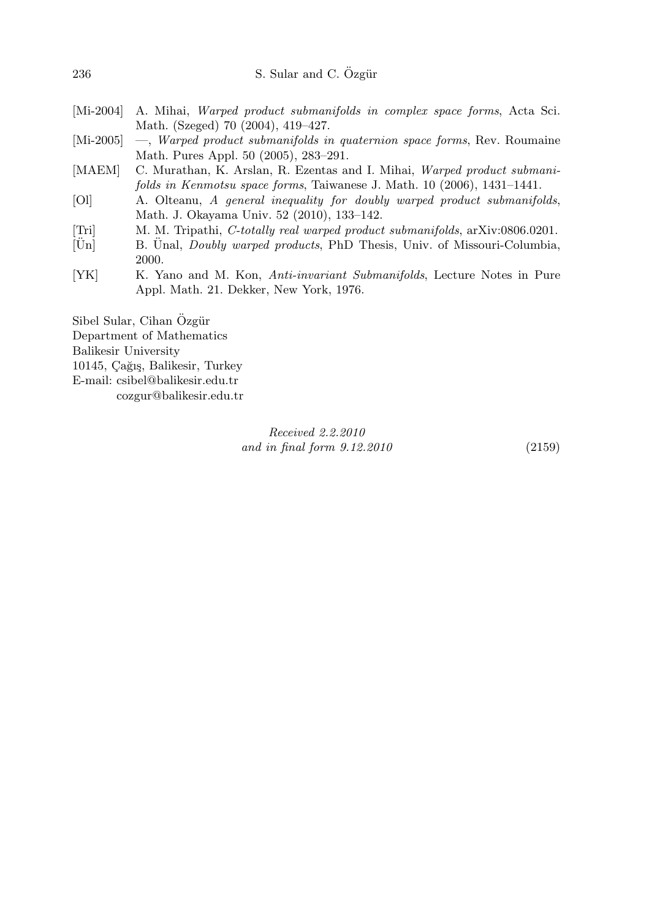[Mi-2004] A. Mihai, *Warped product submanifolds in complex space forms*, Acta Sci. Math. (Szeged) 70 (2004), 419–427.

[Mi-2005] —, *Warped product submanifolds in quaternion space forms*, Rev. Roumaine Math. Pures Appl. 50 (2005), 283–291.

[MAEM] C. Murathan, K. Arslan, R. Ezentas and I. Mihai, *Warped product submanifolds in Kenmotsu space forms*, Taiwanese J. Math. 10 (2006), 1431–1441.

[Ol] A. Olteanu, *A general inequality for doubly warped product submanifolds*, Math. J. Okayama Univ. 52 (2010), 133–142.

[Tri] M. M. Tripathi, *C-totally real warped product submanifolds*, arXiv:0806.0201.

[Ün] B. Ünal, *Doubly warped products*, PhD Thesis, Univ. of Missouri-Columbia, 2000.

[YK] K. Yano and M. Kon, *Anti-invariant Submanifolds*, Lecture Notes in Pure Appl. Math. 21. Dekker, New York, 1976.

Sibel Sular, Cihan Özgür
Department of Mathematics
Balikesir University
10145, Çağış, Balikesir, Turkey
E-mail: csibel@balikesir.edu.tr
cozgur@balikesir.edu.tr

*Received 2.2.2010*
*and in final form 9.12.2010* (2159)